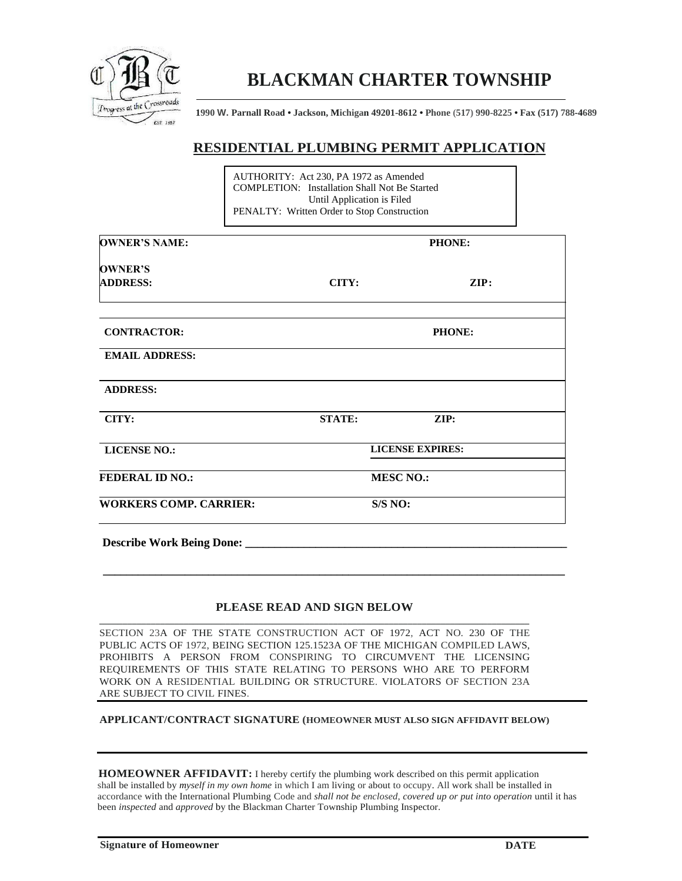# BLACKMAN CHARTER TOWNSHIP

**1990 W. Parnall Road • Jackson, Michigan 49201-8612 • Phone (517) 990-8225 • Fax (517) 788-4689**

## RESIDENTIAL PLUMBING PERMIT APPLICATION

AUTHORITY: Act 230, PA 1972 as Amended
COMPLETION: Installation Shall Not Be Started Until Application is Filed
PENALTY: Written Order to Stop Construction

| | | |
|---|---|---|
| **OWNER'S NAME:** | | **PHONE:** |
| **OWNER'S ADDRESS:** | **CITY:** | **ZIP:** |
| **CONTRACTOR:** | | **PHONE:** |
| **EMAIL ADDRESS:** | | |
| **ADDRESS:** | | |
| **CITY:** | **STATE:** | **ZIP:** |
| **LICENSE NO.:** | **LICENSE EXPIRES:** | |
| **FEDERAL ID NO.:** | **MESC NO.:** | |
| **WORKERS COMP. CARRIER:** | **S/S NO:** | |

**Describe Work Being Done:** ______________________________________________

________________________________________________________________________

### PLEASE READ AND SIGN BELOW

SECTION 23A OF THE STATE CONSTRUCTION ACT OF 1972, ACT NO. 230 OF THE PUBLIC ACTS OF 1972, BEING SECTION 125.1523A OF THE MICHIGAN COMPILED LAWS, PROHIBITS A PERSON FROM CONSPIRING TO CIRCUMVENT THE LICENSING REQUIREMENTS OF THIS STATE RELATING TO PERSONS WHO ARE TO PERFORM WORK ON A RESIDENTIAL BUILDING OR STRUCTURE. VIOLATORS OF SECTION 23A ARE SUBJECT TO CIVIL FINES.

**APPLICANT/CONTRACT SIGNATURE (HOMEOWNER MUST ALSO SIGN AFFIDAVIT BELOW)**

________________________________________________________________________

**HOMEOWNER AFFIDAVIT:** I hereby certify the plumbing work described on this permit application shall be installed by *myself in my own home* in which I am living or about to occupy. All work shall be installed in accordance with the International Plumbing Code and *shall not be enclosed, covered up or put into operation* until it has been *inspected* and *approved* by the Blackman Charter Township Plumbing Inspector.

________________________________________________________________________

**Signature of Homeowner** **DATE**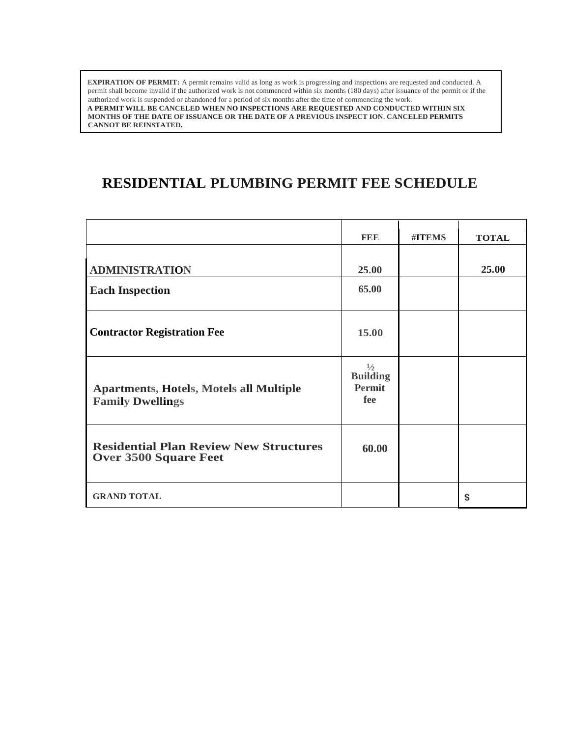**EXPIRATION OF PERMIT:** A permit remains valid as long as work is progressing and inspections are requested and conducted. A permit shall become invalid if the authorized work is not commenced within six months (180 days) after issuance of the permit or if the authorized work is suspended or abandoned for a period of six months after the time of commencing the work.

**A PERMIT WILL BE CANCELED WHEN NO INSPECTIONS ARE REQUESTED AND CONDUCTED WITHIN SIX MONTHS OF THE DATE OF ISSUANCE OR THE DATE OF A PREVIOUS INSPECT ION. CANCELED PERMITS CANNOT BE REINSTATED.**

# RESIDENTIAL PLUMBING PERMIT FEE SCHEDULE

| | FEE | #ITEMS | TOTAL |
|---|---|---|---|
| **ADMINISTRATION** | 25.00 | | 25.00 |
| **Each Inspection** | 65.00 | | |
| **Contractor Registration Fee** | 15.00 | | |
| **Apartments, Hotels, Motels all Multiple Family Dwellings** | ½ Building Permit fee | | |
| **Residential Plan Review New Structures Over 3500 Square Feet** | 60.00 | | |
| **GRAND TOTAL** | | | $ |